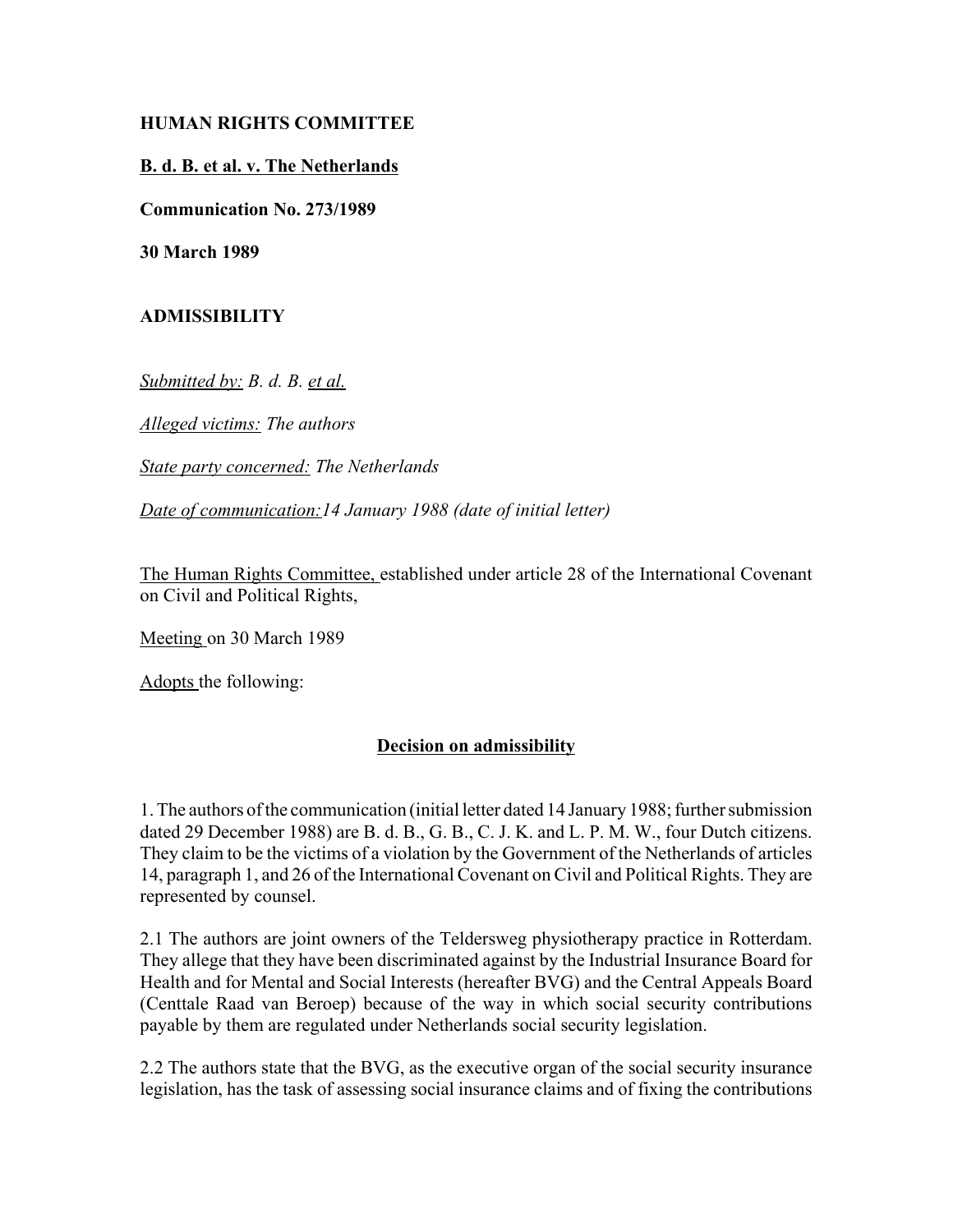**HUMAN RIGHTS COMMITTEE**

**B. d. B. et al. v. The Netherlands**

**Communication No. 273/1989**

**30 March 1989**

**ADMISSIBILITY**

*Submitted by: B. d. B. et al.*

*Alleged victims: The authors*

*State party concerned: The Netherlands*

*Date of communication: 14 January 1988 (date of initial letter)*

The Human Rights Committee, established under article 28 of the International Covenant on Civil and Political Rights,

Meeting on 30 March 1989

Adopts the following:

## Decision on admissibility

1. The authors of the communication (initial letter dated 14 January 1988; further submission dated 29 December 1988) are B. d. B., G. B., C. J. K. and L. P. M. W., four Dutch citizens. They claim to be the victims of a violation by the Government of the Netherlands of articles 14, paragraph 1, and 26 of the International Covenant on Civil and Political Rights. They are represented by counsel.

2.1 The authors are joint owners of the Teldersweg physiotherapy practice in Rotterdam. They allege that they have been discriminated against by the Industrial Insurance Board for Health and for Mental and Social Interests (hereafter BVG) and the Central Appeals Board (Centtale Raad van Beroep) because of the way in which social security contributions payable by them are regulated under Netherlands social security legislation.

2.2 The authors state that the BVG, as the executive organ of the social security insurance legislation, has the task of assessing social insurance claims and of fixing the contributions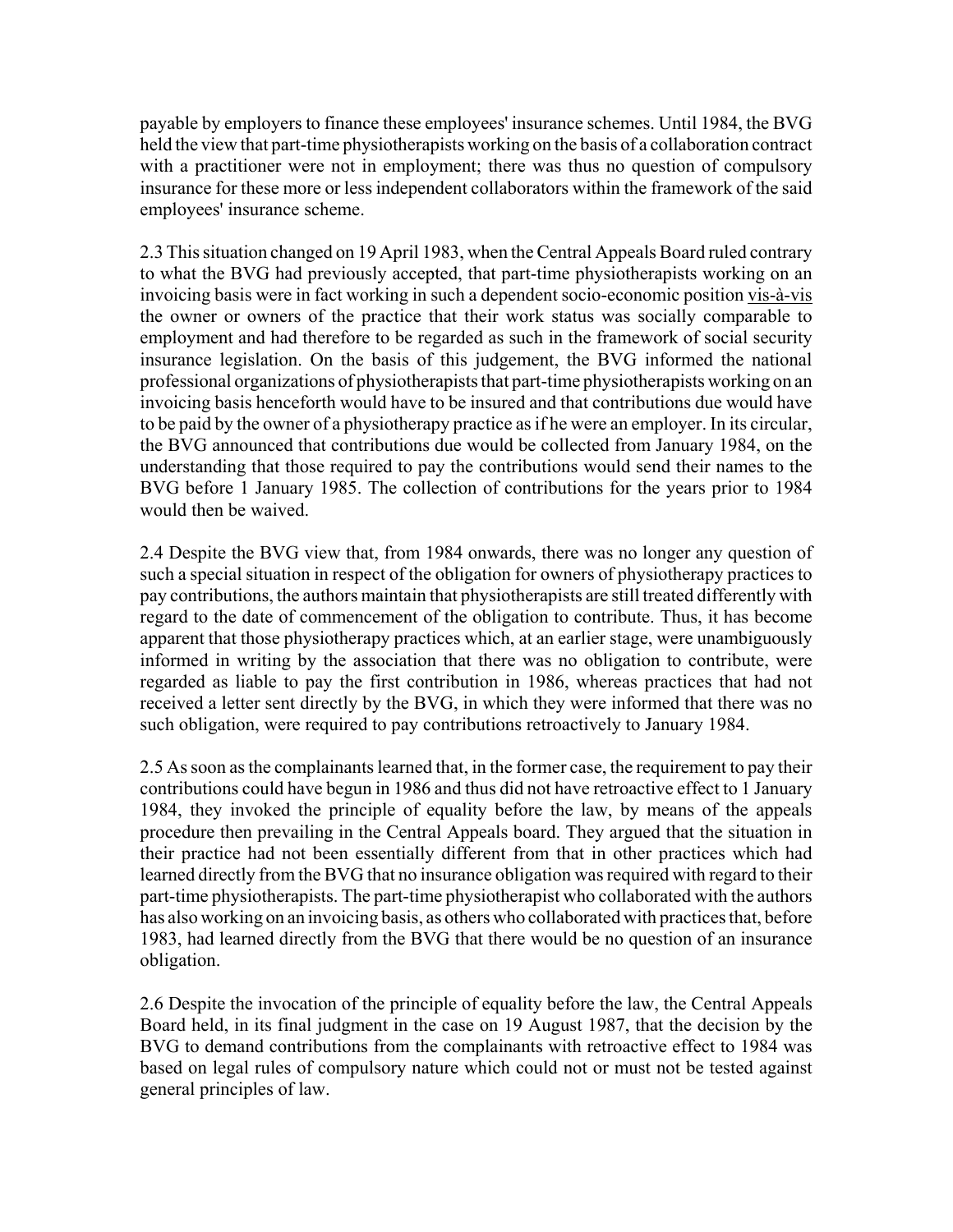payable by employers to finance these employees' insurance schemes. Until 1984, the BVG held the view that part-time physiotherapists working on the basis of a collaboration contract with a practitioner were not in employment; there was thus no question of compulsory insurance for these more or less independent collaborators within the framework of the said employees' insurance scheme.

2.3 This situation changed on 19 April 1983, when the Central Appeals Board ruled contrary to what the BVG had previously accepted, that part-time physiotherapists working on an invoicing basis were in fact working in such a dependent socio-economic position vis-à-vis the owner or owners of the practice that their work status was socially comparable to employment and had therefore to be regarded as such in the framework of social security insurance legislation. On the basis of this judgement, the BVG informed the national professional organizations of physiotherapists that part-time physiotherapists working on an invoicing basis henceforth would have to be insured and that contributions due would have to be paid by the owner of a physiotherapy practice as if he were an employer. In its circular, the BVG announced that contributions due would be collected from January 1984, on the understanding that those required to pay the contributions would send their names to the BVG before 1 January 1985. The collection of contributions for the years prior to 1984 would then be waived.

2.4 Despite the BVG view that, from 1984 onwards, there was no longer any question of such a special situation in respect of the obligation for owners of physiotherapy practices to pay contributions, the authors maintain that physiotherapists are still treated differently with regard to the date of commencement of the obligation to contribute. Thus, it has become apparent that those physiotherapy practices which, at an earlier stage, were unambiguously informed in writing by the association that there was no obligation to contribute, were regarded as liable to pay the first contribution in 1986, whereas practices that had not received a letter sent directly by the BVG, in which they were informed that there was no such obligation, were required to pay contributions retroactively to January 1984.

2.5 As soon as the complainants learned that, in the former case, the requirement to pay their contributions could have begun in 1986 and thus did not have retroactive effect to 1 January 1984, they invoked the principle of equality before the law, by means of the appeals procedure then prevailing in the Central Appeals board. They argued that the situation in their practice had not been essentially different from that in other practices which had learned directly from the BVG that no insurance obligation was required with regard to their part-time physiotherapists. The part-time physiotherapist who collaborated with the authors has also working on an invoicing basis, as others who collaborated with practices that, before 1983, had learned directly from the BVG that there would be no question of an insurance obligation.

2.6 Despite the invocation of the principle of equality before the law, the Central Appeals Board held, in its final judgment in the case on 19 August 1987, that the decision by the BVG to demand contributions from the complainants with retroactive effect to 1984 was based on legal rules of compulsory nature which could not or must not be tested against general principles of law.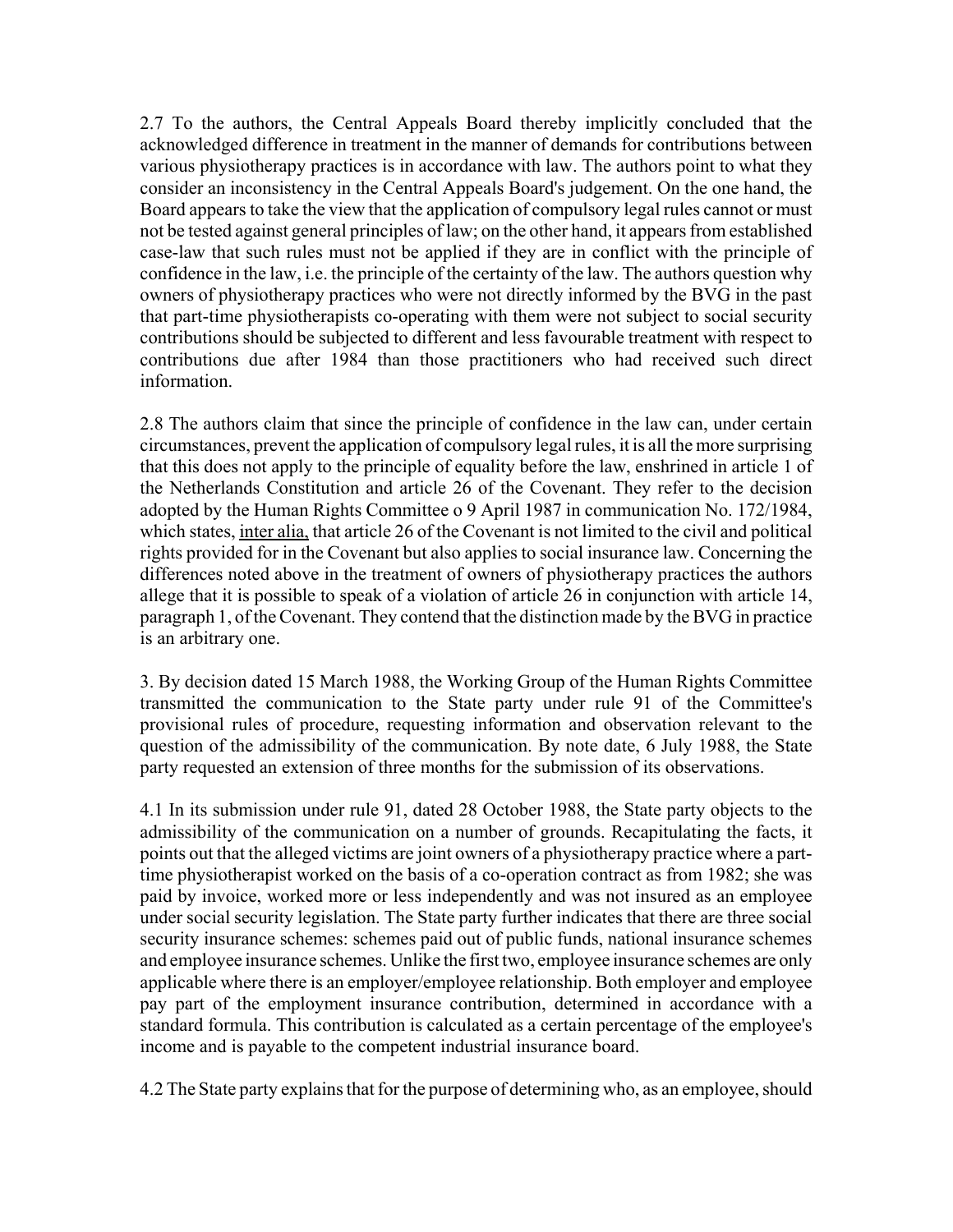2.7 To the authors, the Central Appeals Board thereby implicitly concluded that the acknowledged difference in treatment in the manner of demands for contributions between various physiotherapy practices is in accordance with law. The authors point to what they consider an inconsistency in the Central Appeals Board's judgement. On the one hand, the Board appears to take the view that the application of compulsory legal rules cannot or must not be tested against general principles of law; on the other hand, it appears from established case-law that such rules must not be applied if they are in conflict with the principle of confidence in the law, i.e. the principle of the certainty of the law. The authors question why owners of physiotherapy practices who were not directly informed by the BVG in the past that part-time physiotherapists co-operating with them were not subject to social security contributions should be subjected to different and less favourable treatment with respect to contributions due after 1984 than those practitioners who had received such direct information.

2.8 The authors claim that since the principle of confidence in the law can, under certain circumstances, prevent the application of compulsory legal rules, it is all the more surprising that this does not apply to the principle of equality before the law, enshrined in article 1 of the Netherlands Constitution and article 26 of the Covenant. They refer to the decision adopted by the Human Rights Committee o 9 April 1987 in communication No. 172/1984, which states, inter alia, that article 26 of the Covenant is not limited to the civil and political rights provided for in the Covenant but also applies to social insurance law. Concerning the differences noted above in the treatment of owners of physiotherapy practices the authors allege that it is possible to speak of a violation of article 26 in conjunction with article 14, paragraph 1, of the Covenant. They contend that the distinction made by the BVG in practice is an arbitrary one.

3. By decision dated 15 March 1988, the Working Group of the Human Rights Committee transmitted the communication to the State party under rule 91 of the Committee's provisional rules of procedure, requesting information and observation relevant to the question of the admissibility of the communication. By note date, 6 July 1988, the State party requested an extension of three months for the submission of its observations.

4.1 In its submission under rule 91, dated 28 October 1988, the State party objects to the admissibility of the communication on a number of grounds. Recapitulating the facts, it points out that the alleged victims are joint owners of a physiotherapy practice where a part-time physiotherapist worked on the basis of a co-operation contract as from 1982; she was paid by invoice, worked more or less independently and was not insured as an employee under social security legislation. The State party further indicates that there are three social security insurance schemes: schemes paid out of public funds, national insurance schemes and employee insurance schemes. Unlike the first two, employee insurance schemes are only applicable where there is an employer/employee relationship. Both employer and employee pay part of the employment insurance contribution, determined in accordance with a standard formula. This contribution is calculated as a certain percentage of the employee's income and is payable to the competent industrial insurance board.

4.2 The State party explains that for the purpose of determining who, as an employee, should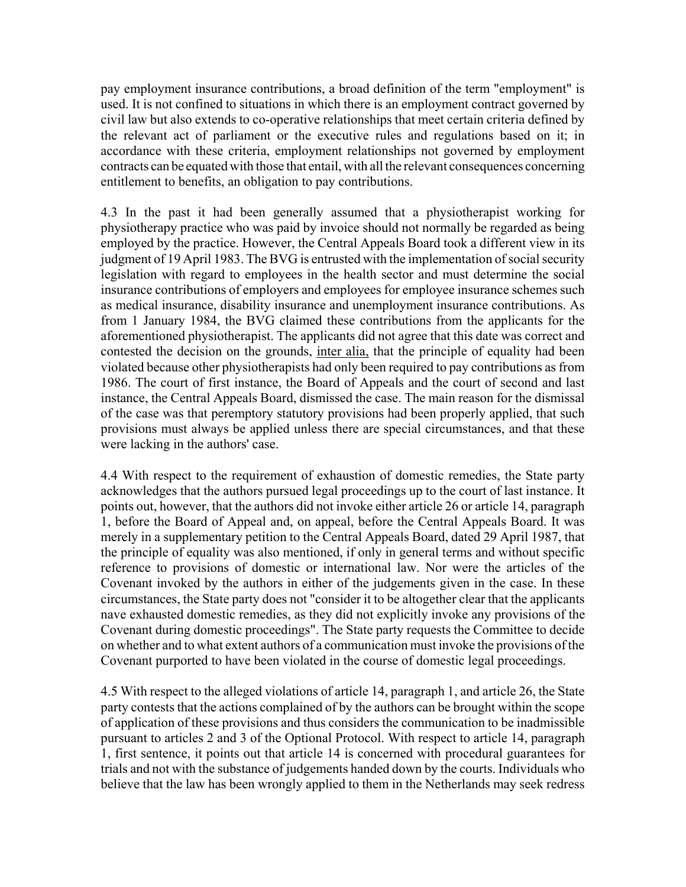pay employment insurance contributions, a broad definition of the term "employment" is used. It is not confined to situations in which there is an employment contract governed by civil law but also extends to co-operative relationships that meet certain criteria defined by the relevant act of parliament or the executive rules and regulations based on it; in accordance with these criteria, employment relationships not governed by employment contracts can be equated with those that entail, with all the relevant consequences concerning entitlement to benefits, an obligation to pay contributions.

4.3 In the past it had been generally assumed that a physiotherapist working for physiotherapy practice who was paid by invoice should not normally be regarded as being employed by the practice. However, the Central Appeals Board took a different view in its judgment of 19 April 1983. The BVG is entrusted with the implementation of social security legislation with regard to employees in the health sector and must determine the social insurance contributions of employers and employees for employee insurance schemes such as medical insurance, disability insurance and unemployment insurance contributions. As from 1 January 1984, the BVG claimed these contributions from the applicants for the aforementioned physiotherapist. The applicants did not agree that this date was correct and contested the decision on the grounds, inter alia, that the principle of equality had been violated because other physiotherapists had only been required to pay contributions as from 1986. The court of first instance, the Board of Appeals and the court of second and last instance, the Central Appeals Board, dismissed the case. The main reason for the dismissal of the case was that peremptory statutory provisions had been properly applied, that such provisions must always be applied unless there are special circumstances, and that these were lacking in the authors' case.

4.4 With respect to the requirement of exhaustion of domestic remedies, the State party acknowledges that the authors pursued legal proceedings up to the court of last instance. It points out, however, that the authors did not invoke either article 26 or article 14, paragraph 1, before the Board of Appeal and, on appeal, before the Central Appeals Board. It was merely in a supplementary petition to the Central Appeals Board, dated 29 April 1987, that the principle of equality was also mentioned, if only in general terms and without specific reference to provisions of domestic or international law. Nor were the articles of the Covenant invoked by the authors in either of the judgements given in the case. In these circumstances, the State party does not "consider it to be altogether clear that the applicants nave exhausted domestic remedies, as they did not explicitly invoke any provisions of the Covenant during domestic proceedings". The State party requests the Committee to decide on whether and to what extent authors of a communication must invoke the provisions of the Covenant purported to have been violated in the course of domestic legal proceedings.

4.5 With respect to the alleged violations of article 14, paragraph 1, and article 26, the State party contests that the actions complained of by the authors can be brought within the scope of application of these provisions and thus considers the communication to be inadmissible pursuant to articles 2 and 3 of the Optional Protocol. With respect to article 14, paragraph 1, first sentence, it points out that article 14 is concerned with procedural guarantees for trials and not with the substance of judgements handed down by the courts. Individuals who believe that the law has been wrongly applied to them in the Netherlands may seek redress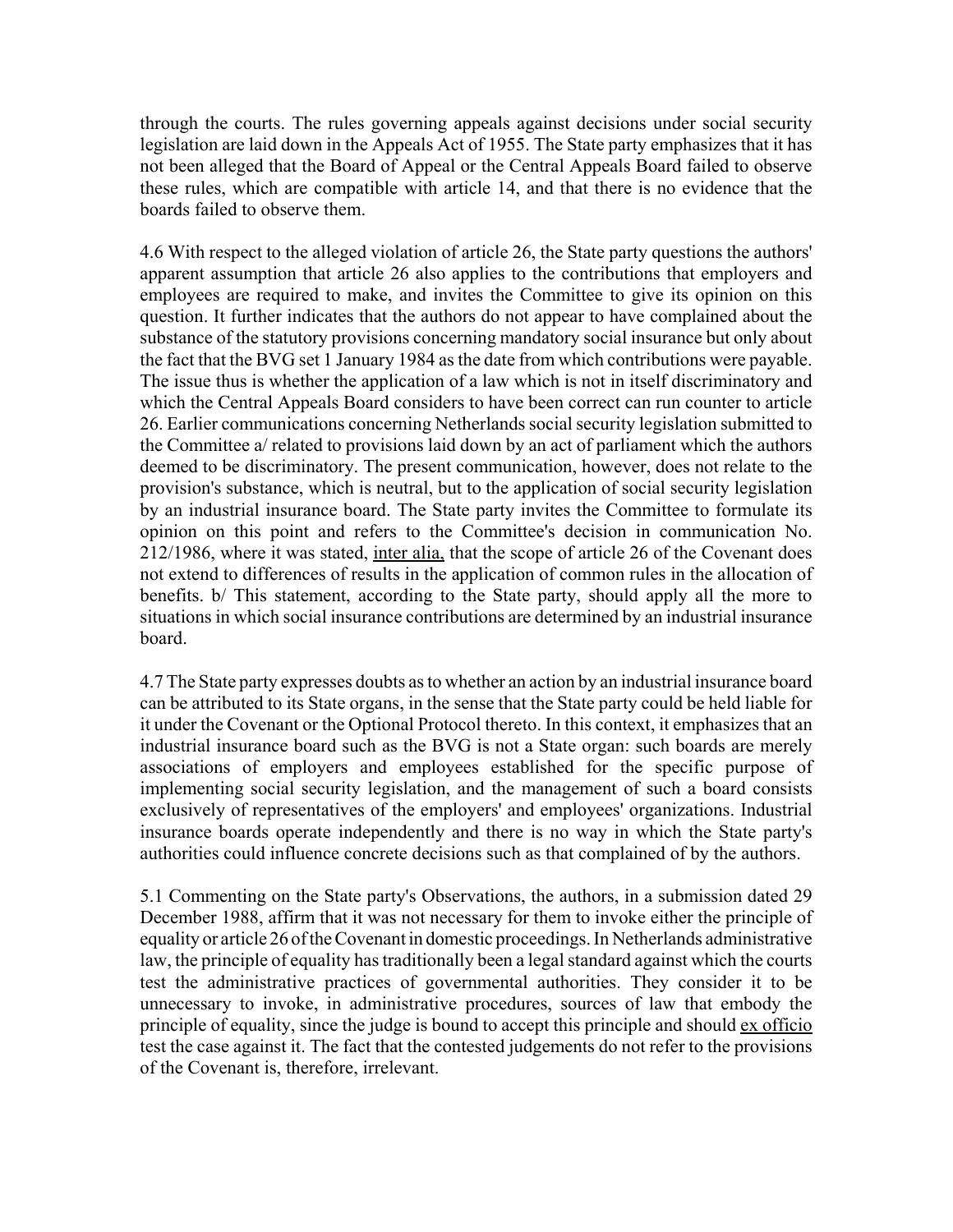through the courts. The rules governing appeals against decisions under social security legislation are laid down in the Appeals Act of 1955. The State party emphasizes that it has not been alleged that the Board of Appeal or the Central Appeals Board failed to observe these rules, which are compatible with article 14, and that there is no evidence that the boards failed to observe them.

4.6 With respect to the alleged violation of article 26, the State party questions the authors' apparent assumption that article 26 also applies to the contributions that employers and employees are required to make, and invites the Committee to give its opinion on this question. It further indicates that the authors do not appear to have complained about the substance of the statutory provisions concerning mandatory social insurance but only about the fact that the BVG set 1 January 1984 as the date from which contributions were payable. The issue thus is whether the application of a law which is not in itself discriminatory and which the Central Appeals Board considers to have been correct can run counter to article 26. Earlier communications concerning Netherlands social security legislation submitted to the Committee a/ related to provisions laid down by an act of parliament which the authors deemed to be discriminatory. The present communication, however, does not relate to the provision's substance, which is neutral, but to the application of social security legislation by an industrial insurance board. The State party invites the Committee to formulate its opinion on this point and refers to the Committee's decision in communication No. 212/1986, where it was stated, inter alia, that the scope of article 26 of the Covenant does not extend to differences of results in the application of common rules in the allocation of benefits. b/ This statement, according to the State party, should apply all the more to situations in which social insurance contributions are determined by an industrial insurance board.

4.7 The State party expresses doubts as to whether an action by an industrial insurance board can be attributed to its State organs, in the sense that the State party could be held liable for it under the Covenant or the Optional Protocol thereto. In this context, it emphasizes that an industrial insurance board such as the BVG is not a State organ: such boards are merely associations of employers and employees established for the specific purpose of implementing social security legislation, and the management of such a board consists exclusively of representatives of the employers' and employees' organizations. Industrial insurance boards operate independently and there is no way in which the State party's authorities could influence concrete decisions such as that complained of by the authors.

5.1 Commenting on the State party's Observations, the authors, in a submission dated 29 December 1988, affirm that it was not necessary for them to invoke either the principle of equality or article 26 of the Covenant in domestic proceedings. In Netherlands administrative law, the principle of equality has traditionally been a legal standard against which the courts test the administrative practices of governmental authorities. They consider it to be unnecessary to invoke, in administrative procedures, sources of law that embody the principle of equality, since the judge is bound to accept this principle and should ex officio test the case against it. The fact that the contested judgements do not refer to the provisions of the Covenant is, therefore, irrelevant.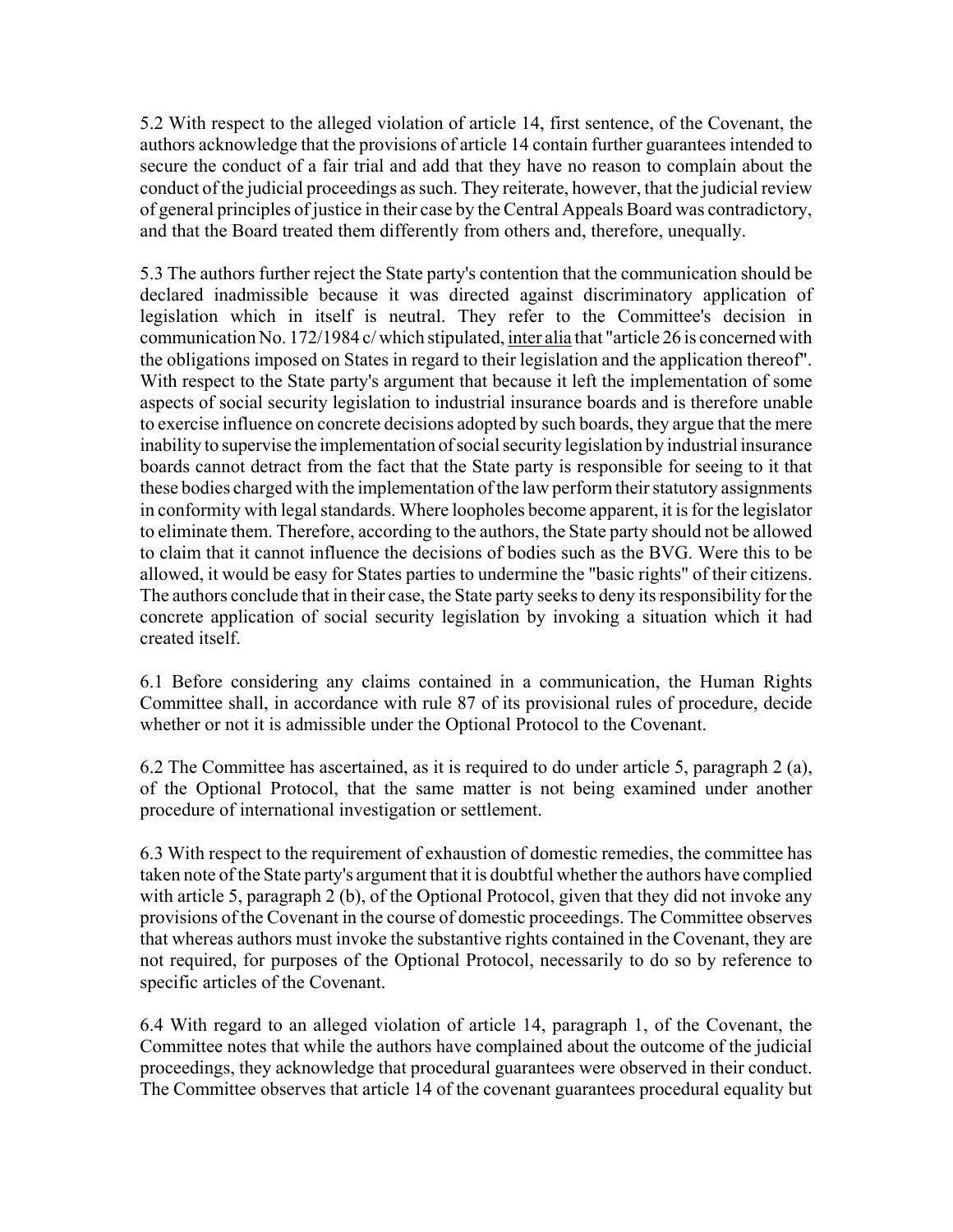5.2 With respect to the alleged violation of article 14, first sentence, of the Covenant, the authors acknowledge that the provisions of article 14 contain further guarantees intended to secure the conduct of a fair trial and add that they have no reason to complain about the conduct of the judicial proceedings as such. They reiterate, however, that the judicial review of general principles of justice in their case by the Central Appeals Board was contradictory, and that the Board treated them differently from others and, therefore, unequally.

5.3 The authors further reject the State party's contention that the communication should be declared inadmissible because it was directed against discriminatory application of legislation which in itself is neutral. They refer to the Committee's decision in communication No. 172/1984 c/ which stipulated, inter alia that "article 26 is concerned with the obligations imposed on States in regard to their legislation and the application thereof". With respect to the State party's argument that because it left the implementation of some aspects of social security legislation to industrial insurance boards and is therefore unable to exercise influence on concrete decisions adopted by such boards, they argue that the mere inability to supervise the implementation of social security legislation by industrial insurance boards cannot detract from the fact that the State party is responsible for seeing to it that these bodies charged with the implementation of the law perform their statutory assignments in conformity with legal standards. Where loopholes become apparent, it is for the legislator to eliminate them. Therefore, according to the authors, the State party should not be allowed to claim that it cannot influence the decisions of bodies such as the BVG. Were this to be allowed, it would be easy for States parties to undermine the "basic rights" of their citizens. The authors conclude that in their case, the State party seeks to deny its responsibility for the concrete application of social security legislation by invoking a situation which it had created itself.

6.1 Before considering any claims contained in a communication, the Human Rights Committee shall, in accordance with rule 87 of its provisional rules of procedure, decide whether or not it is admissible under the Optional Protocol to the Covenant.

6.2 The Committee has ascertained, as it is required to do under article 5, paragraph 2 (a), of the Optional Protocol, that the same matter is not being examined under another procedure of international investigation or settlement.

6.3 With respect to the requirement of exhaustion of domestic remedies, the committee has taken note of the State party's argument that it is doubtful whether the authors have complied with article 5, paragraph 2 (b), of the Optional Protocol, given that they did not invoke any provisions of the Covenant in the course of domestic proceedings. The Committee observes that whereas authors must invoke the substantive rights contained in the Covenant, they are not required, for purposes of the Optional Protocol, necessarily to do so by reference to specific articles of the Covenant.

6.4 With regard to an alleged violation of article 14, paragraph 1, of the Covenant, the Committee notes that while the authors have complained about the outcome of the judicial proceedings, they acknowledge that procedural guarantees were observed in their conduct. The Committee observes that article 14 of the covenant guarantees procedural equality but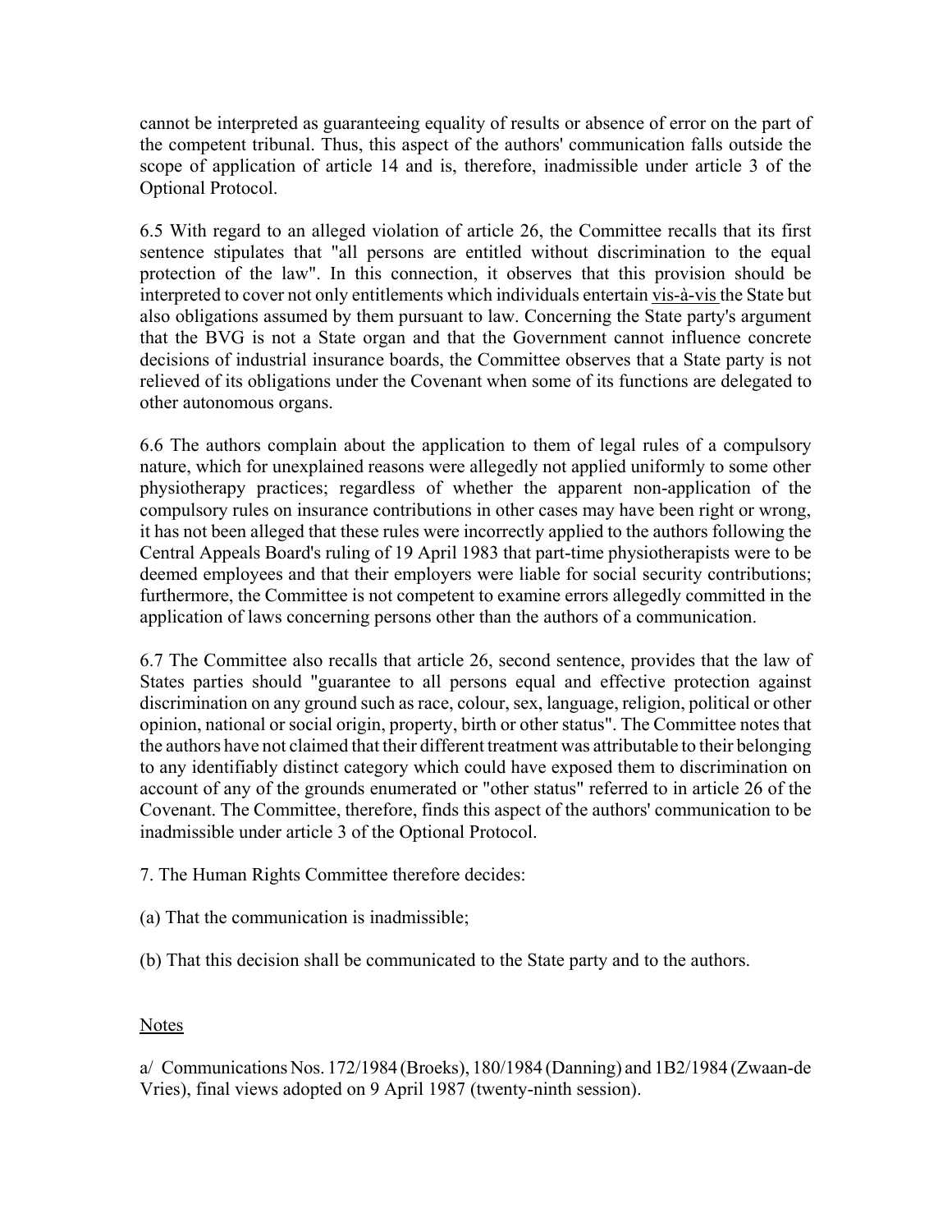cannot be interpreted as guaranteeing equality of results or absence of error on the part of the competent tribunal. Thus, this aspect of the authors' communication falls outside the scope of application of article 14 and is, therefore, inadmissible under article 3 of the Optional Protocol.

6.5 With regard to an alleged violation of article 26, the Committee recalls that its first sentence stipulates that "all persons are entitled without discrimination to the equal protection of the law". In this connection, it observes that this provision should be interpreted to cover not only entitlements which individuals entertain vis-à-vis the State but also obligations assumed by them pursuant to law. Concerning the State party's argument that the BVG is not a State organ and that the Government cannot influence concrete decisions of industrial insurance boards, the Committee observes that a State party is not relieved of its obligations under the Covenant when some of its functions are delegated to other autonomous organs.

6.6 The authors complain about the application to them of legal rules of a compulsory nature, which for unexplained reasons were allegedly not applied uniformly to some other physiotherapy practices; regardless of whether the apparent non-application of the compulsory rules on insurance contributions in other cases may have been right or wrong, it has not been alleged that these rules were incorrectly applied to the authors following the Central Appeals Board's ruling of 19 April 1983 that part-time physiotherapists were to be deemed employees and that their employers were liable for social security contributions; furthermore, the Committee is not competent to examine errors allegedly committed in the application of laws concerning persons other than the authors of a communication.

6.7 The Committee also recalls that article 26, second sentence, provides that the law of States parties should "guarantee to all persons equal and effective protection against discrimination on any ground such as race, colour, sex, language, religion, political or other opinion, national or social origin, property, birth or other status". The Committee notes that the authors have not claimed that their different treatment was attributable to their belonging to any identifiably distinct category which could have exposed them to discrimination on account of any of the grounds enumerated or "other status" referred to in article 26 of the Covenant. The Committee, therefore, finds this aspect of the authors' communication to be inadmissible under article 3 of the Optional Protocol.

7. The Human Rights Committee therefore decides:

(a) That the communication is inadmissible;

(b) That this decision shall be communicated to the State party and to the authors.

Notes

a/ Communications Nos. 172/1984 (Broeks), 180/1984 (Danning) and 1B2/1984 (Zwaan-de Vries), final views adopted on 9 April 1987 (twenty-ninth session).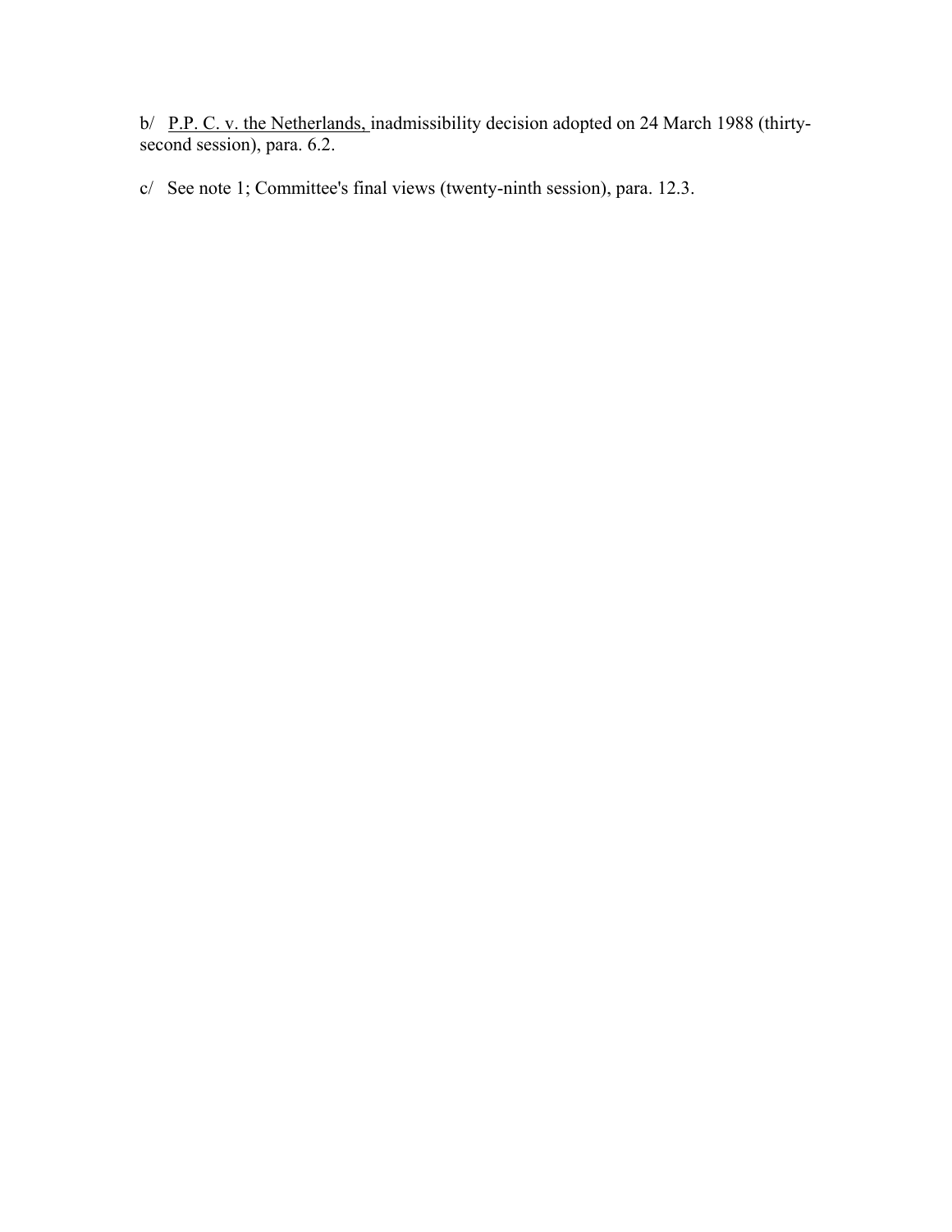b/ P.P. C. v. the Netherlands, inadmissibility decision adopted on 24 March 1988 (thirty-second session), para. 6.2.

c/ See note 1; Committee's final views (twenty-ninth session), para. 12.3.